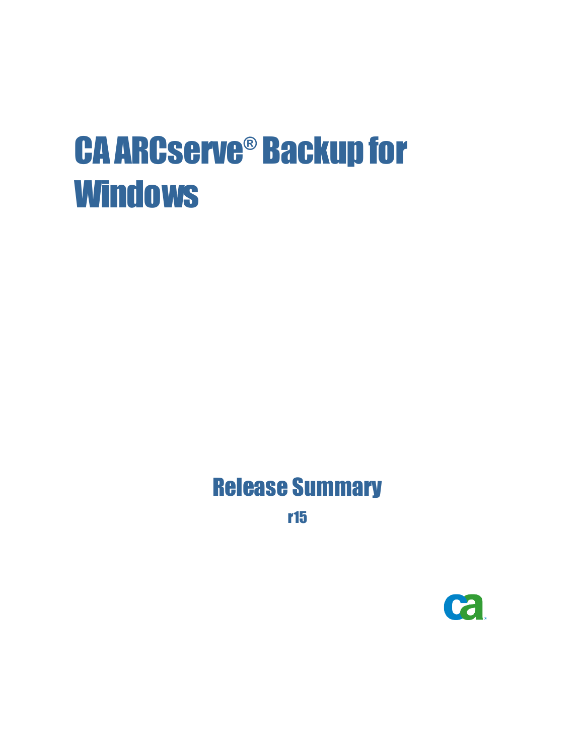# CA ARCserve® Backup for Windows

## Release Summary

r15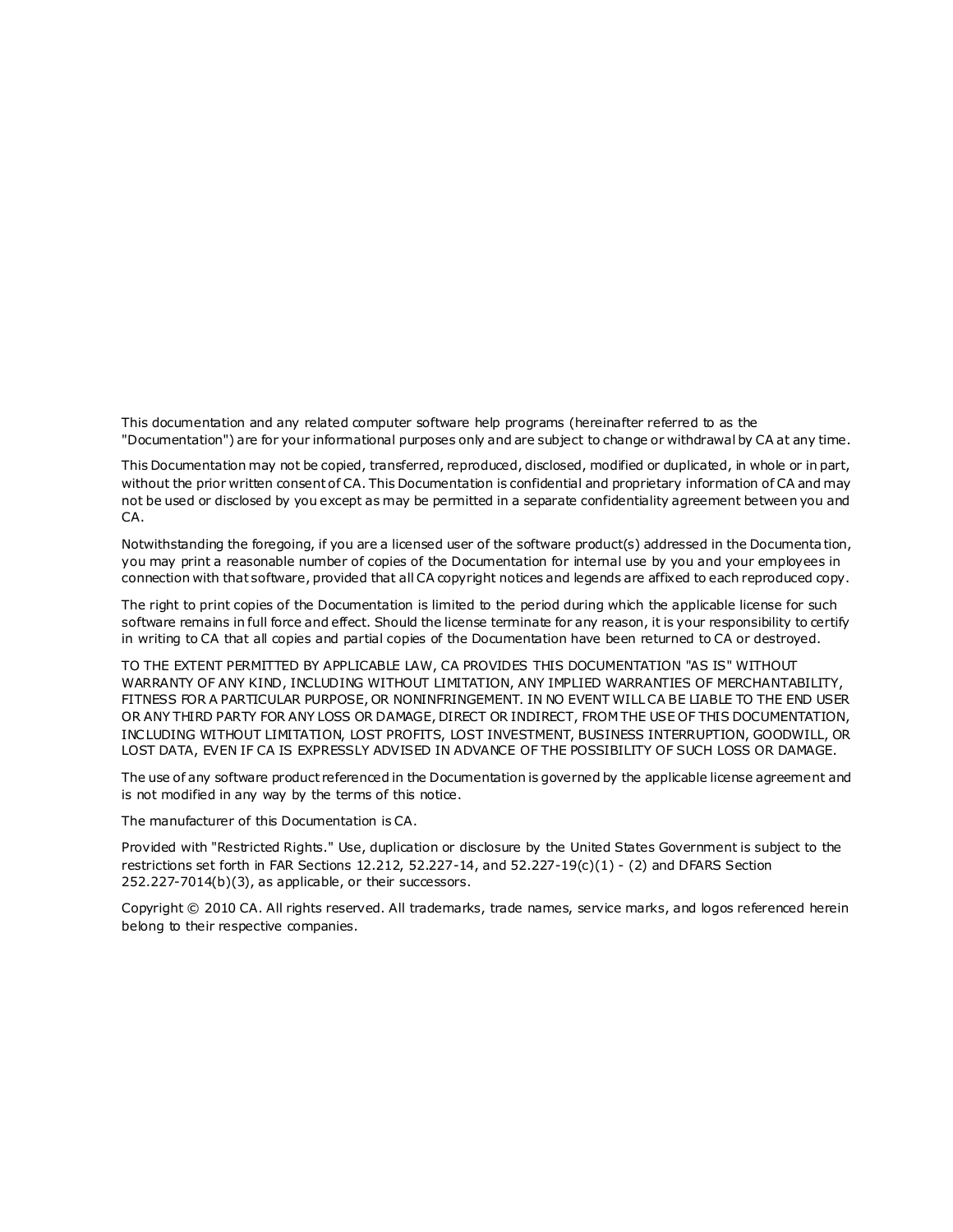This documentation and any related computer software help programs (hereinafter referred to as the "Documentation") are for your informational purposes only and are subject to change or withdrawal by CA at any time.

This Documentation may not be copied, transferred, reproduced, disclosed, modified or duplicated, in whole or in part, without the prior written consent of CA. This Documentation is confidential and proprietary information of CA and may not be used or disclosed by you except as may be permitted in a separate confidentiality agreement between you and CA.

Notwithstanding the foregoing, if you are a licensed user of the software product(s) addressed in the Documentation, you may print a reasonable number of copies of the Documentation for internal use by you and your employees in connection with that software, provided that all CA copyright notices and legends are affixed to each reproduced copy.

The right to print copies of the Documentation is limited to the period during which the applicable license for such software remains in full force and effect. Should the license terminate for any reason, it is your responsibility to certify in writing to CA that all copies and partial copies of the Documentation have been returned to CA or destroyed.

TO THE EXTENT PERMITTED BY APPLICABLE LAW, CA PROVIDES THIS DOCUMENTATION "AS IS" WITHOUT WARRANTY OF ANY KIND, INCLUDING WITHOUT LIMITATION, ANY IMPLIED WARRANTIES OF MERCHANTABILITY, FITNESS FOR A PARTICULAR PURPOSE, OR NONINFRINGEMENT. IN NO EVENT WILL CA BE LIABLE TO THE END USER OR ANY THIRD PARTY FOR ANY LOSS OR DAMAGE, DIRECT OR INDIRECT, FROM THE USE OF THIS DOCUMENTATION, INCLUDING WITHOUT LIMITATION, LOST PROFITS, LOST INVESTMENT, BUSINESS INTERRUPTION, GOODWILL, OR LOST DATA, EVEN IF CA IS EXPRESSLY ADVISED IN ADVANCE OF THE POSSIBILITY OF SUCH LOSS OR DAMAGE.

The use of any software product referenced in the Documentation is governed by the applicable license agreement and is not modified in any way by the terms of this notice.

The manufacturer of this Documentation is CA.

Provided with "Restricted Rights." Use, duplication or disclosure by the United States Government is subject to the restrictions set forth in FAR Sections 12.212, 52.227-14, and 52.227-19(c)(1) - (2) and DFARS Section 252.227-7014(b)(3), as applicable, or their successors.

Copyright © 2010 CA. All rights reserved. All trademarks, trade names, service marks, and logos referenced herein belong to their respective companies.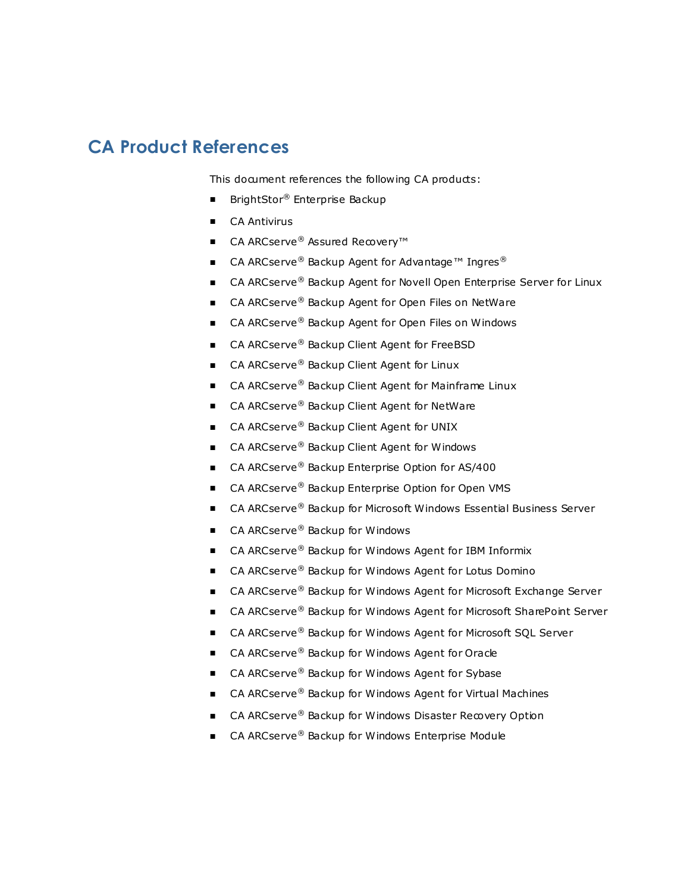# CA Product References

This document references the following CA products:

- BrightStor® Enterprise Backup
- CA Antivirus
- CA ARCserve® Assured Recovery™
- CA ARCserve® Backup Agent for Advantage™ Ingres®
- CA ARCserve® Backup Agent for Novell Open Enterprise Server for Linux
- CA ARCserve® Backup Agent for Open Files on NetWare
- CA ARCserve® Backup Agent for Open Files on Windows
- CA ARCserve® Backup Client Agent for FreeBSD
- CA ARCserve® Backup Client Agent for Linux
- CA ARCserve® Backup Client Agent for Mainframe Linux
- CA ARCserve® Backup Client Agent for NetWare
- CA ARCserve® Backup Client Agent for UNIX
- CA ARCserve® Backup Client Agent for Windows
- CA ARCserve® Backup Enterprise Option for AS/400
- CA ARCserve® Backup Enterprise Option for Open VMS
- CA ARCserve® Backup for Microsoft Windows Essential Business Server
- CA ARCserve® Backup for Windows
- CA ARCserve® Backup for Windows Agent for IBM Informix
- CA ARCserve® Backup for Windows Agent for Lotus Domino
- CA ARCserve® Backup for Windows Agent for Microsoft Exchange Server
- CA ARCserve® Backup for Windows Agent for Microsoft SharePoint Server
- CA ARCserve® Backup for Windows Agent for Microsoft SQL Server
- CA ARCserve® Backup for Windows Agent for Oracle
- CA ARCserve® Backup for Windows Agent for Sybase
- CA ARCserve® Backup for Windows Agent for Virtual Machines
- CA ARCserve® Backup for Windows Disaster Recovery Option
- CA ARCserve® Backup for Windows Enterprise Module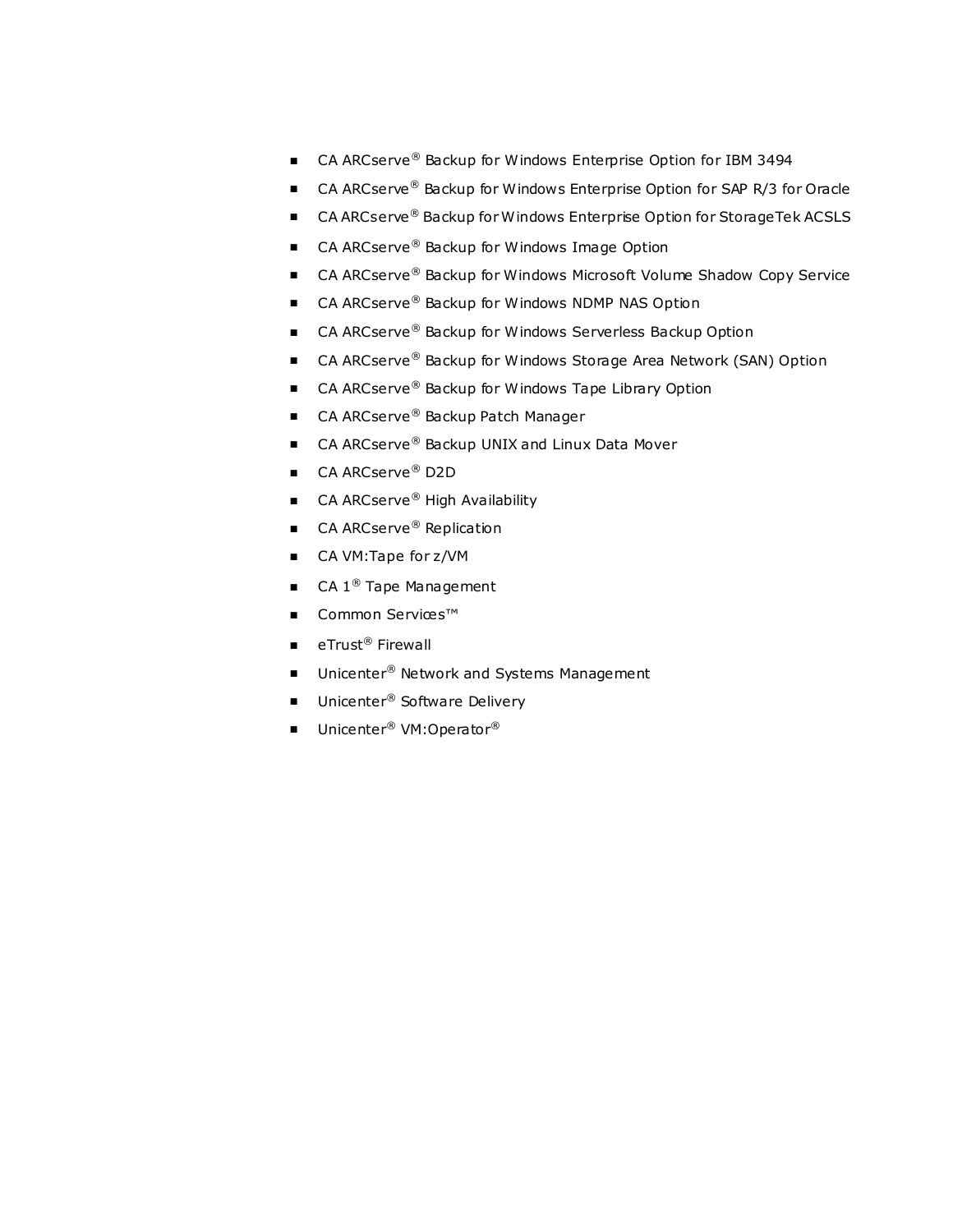- CA ARCserve® Backup for Windows Enterprise Option for IBM 3494
- CA ARCserve® Backup for Windows Enterprise Option for SAP R/3 for Oracle
- CA ARCserve® Backup for Windows Enterprise Option for StorageTek ACSLS
- CA ARCserve® Backup for Windows Image Option
- CA ARCserve® Backup for Windows Microsoft Volume Shadow Copy Service
- CA ARCserve® Backup for Windows NDMP NAS Option
- CA ARCserve® Backup for Windows Serverless Backup Option
- CA ARCserve® Backup for Windows Storage Area Network (SAN) Option
- CA ARCserve® Backup for Windows Tape Library Option
- CA ARCserve® Backup Patch Manager
- CA ARCserve® Backup UNIX and Linux Data Mover
- CA ARCserve® D2D
- CA ARCserve® High Availability
- CA ARCserve® Replication
- CA VM:Tape for z/VM
- CA 1® Tape Management
- Common Services™
- eTrust® Firewall
- Unicenter® Network and Systems Management
- Unicenter® Software Delivery
- Unicenter® VM:Operator®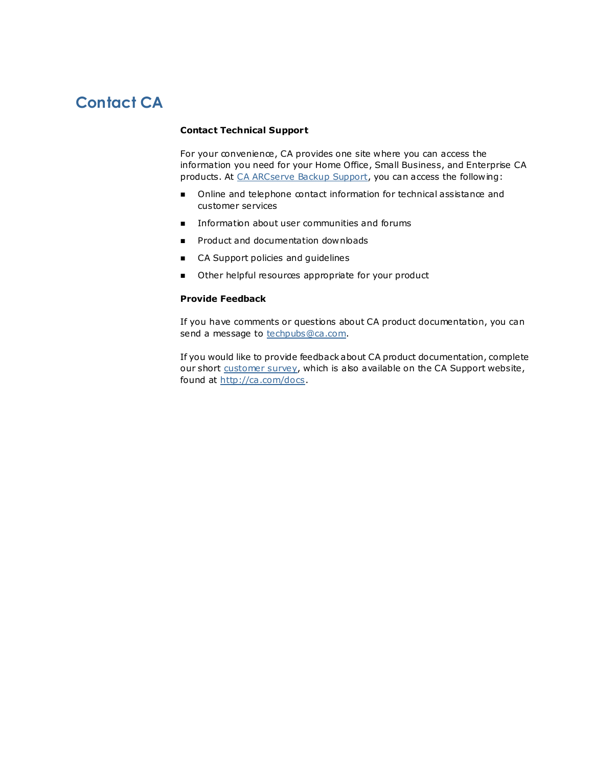# Contact CA

**Contact Technical Support**

For your convenience, CA provides one site where you can access the information you need for your Home Office, Small Business, and Enterprise CA products. At CA ARCserve Backup Support, you can access the following:

- Online and telephone contact information for technical assistance and customer services
- Information about user communities and forums
- Product and documentation downloads
- CA Support policies and guidelines
- Other helpful resources appropriate for your product

**Provide Feedback**

If you have comments or questions about CA product documentation, you can send a message to techpubs@ca.com.

If you would like to provide feedback about CA product documentation, complete our short customer survey, which is also available on the CA Support website, found at http://ca.com/docs.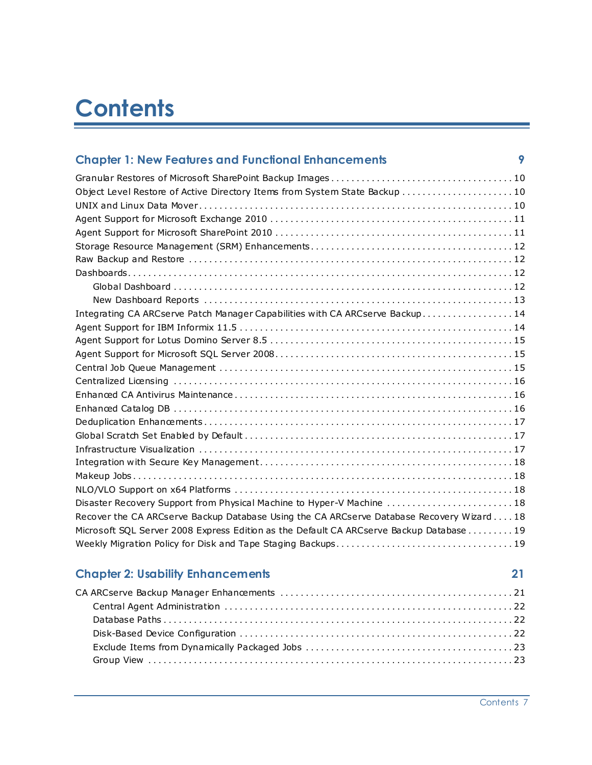# Contents

## Chapter 1: New Features and Functional Enhancements 9

Granular Restores of Microsoft SharePoint Backup Images . . . . . . . . . . . . . . . . . . . . . . . . . . . . . . . . . . . . 10
Object Level Restore of Active Directory Items from System State Backup . . . . . . . . . . . . . . . . . . . . . . . 10
UNIX and Linux Data Mover . . . . . . . . . . . . . . . . . . . . . . . . . . . . . . . . . . . . . . . . . . . . . . . . . . . . . . . . . . . . . 10
Agent Support for Microsoft Exchange 2010 . . . . . . . . . . . . . . . . . . . . . . . . . . . . . . . . . . . . . . . . . . . . . . 11
Agent Support for Microsoft SharePoint 2010 . . . . . . . . . . . . . . . . . . . . . . . . . . . . . . . . . . . . . . . . . . . . . . 11
Storage Resource Management (SRM) Enhancements . . . . . . . . . . . . . . . . . . . . . . . . . . . . . . . . . . . . . . . . 12
Raw Backup and Restore . . . . . . . . . . . . . . . . . . . . . . . . . . . . . . . . . . . . . . . . . . . . . . . . . . . . . . . . . . . . . . . . 12
Dashboards . . . . . . . . . . . . . . . . . . . . . . . . . . . . . . . . . . . . . . . . . . . . . . . . . . . . . . . . . . . . . . . . . . . . . . . . . . 12
    Global Dashboard . . . . . . . . . . . . . . . . . . . . . . . . . . . . . . . . . . . . . . . . . . . . . . . . . . . . . . . . . . . . . . . . . . 12
    New Dashboard Reports . . . . . . . . . . . . . . . . . . . . . . . . . . . . . . . . . . . . . . . . . . . . . . . . . . . . . . . . . . . . 13
Integrating CA ARCserve Patch Manager Capabilities with CA ARCserve Backup . . . . . . . . . . . . . . . . . . 14
Agent Support for IBM Informix 11.5 . . . . . . . . . . . . . . . . . . . . . . . . . . . . . . . . . . . . . . . . . . . . . . . . . . . . 14
Agent Support for Lotus Domino Server 8.5 . . . . . . . . . . . . . . . . . . . . . . . . . . . . . . . . . . . . . . . . . . . . . . . 15
Agent Support for Microsoft SQL Server 2008 . . . . . . . . . . . . . . . . . . . . . . . . . . . . . . . . . . . . . . . . . . . . . . 15
Central Job Queue Management . . . . . . . . . . . . . . . . . . . . . . . . . . . . . . . . . . . . . . . . . . . . . . . . . . . . . . . . . 15
Centralized Licensing . . . . . . . . . . . . . . . . . . . . . . . . . . . . . . . . . . . . . . . . . . . . . . . . . . . . . . . . . . . . . . . . . . 16
Enhanced CA Antivirus Maintenance . . . . . . . . . . . . . . . . . . . . . . . . . . . . . . . . . . . . . . . . . . . . . . . . . . . . . 16
Enhanced Catalog DB . . . . . . . . . . . . . . . . . . . . . . . . . . . . . . . . . . . . . . . . . . . . . . . . . . . . . . . . . . . . . . . . . . 16
Deduplication Enhancements . . . . . . . . . . . . . . . . . . . . . . . . . . . . . . . . . . . . . . . . . . . . . . . . . . . . . . . . . . . 17
Global Scratch Set Enabled by Default . . . . . . . . . . . . . . . . . . . . . . . . . . . . . . . . . . . . . . . . . . . . . . . . . . . . 17
Infrastructure Visualization . . . . . . . . . . . . . . . . . . . . . . . . . . . . . . . . . . . . . . . . . . . . . . . . . . . . . . . . . . . . . . 17
Integration with Secure Key Management . . . . . . . . . . . . . . . . . . . . . . . . . . . . . . . . . . . . . . . . . . . . . . . . . 18
Makeup Jobs . . . . . . . . . . . . . . . . . . . . . . . . . . . . . . . . . . . . . . . . . . . . . . . . . . . . . . . . . . . . . . . . . . . . . . . . . 18
NLO/VLO Support on x64 Platforms . . . . . . . . . . . . . . . . . . . . . . . . . . . . . . . . . . . . . . . . . . . . . . . . . . . . . . 18
Disaster Recovery Support from Physical Machine to Hyper-V Machine . . . . . . . . . . . . . . . . . . . . . . . . . 18
Recover the CA ARCserve Backup Database Using the CA ARCserve Database Recovery Wizard . . . . 18
Microsoft SQL Server 2008 Express Edition as the Default CA ARCserve Backup Database . . . . . . . . . 19
Weekly Migration Policy for Disk and Tape Staging Backups . . . . . . . . . . . . . . . . . . . . . . . . . . . . . . . . . . 19

## Chapter 2: Usability Enhancements 21

CA ARCserve Backup Manager Enhancements . . . . . . . . . . . . . . . . . . . . . . . . . . . . . . . . . . . . . . . . . . . . . 21
    Central Agent Administration . . . . . . . . . . . . . . . . . . . . . . . . . . . . . . . . . . . . . . . . . . . . . . . . . . . . . . . . 22
    Database Paths . . . . . . . . . . . . . . . . . . . . . . . . . . . . . . . . . . . . . . . . . . . . . . . . . . . . . . . . . . . . . . . . . . . . 22
    Disk-Based Device Configuration . . . . . . . . . . . . . . . . . . . . . . . . . . . . . . . . . . . . . . . . . . . . . . . . . . . . . . 22
    Exclude Items from Dynamically Packaged Jobs . . . . . . . . . . . . . . . . . . . . . . . . . . . . . . . . . . . . . . . . . . 23
    Group View . . . . . . . . . . . . . . . . . . . . . . . . . . . . . . . . . . . . . . . . . . . . . . . . . . . . . . . . . . . . . . . . . . . . . . . 23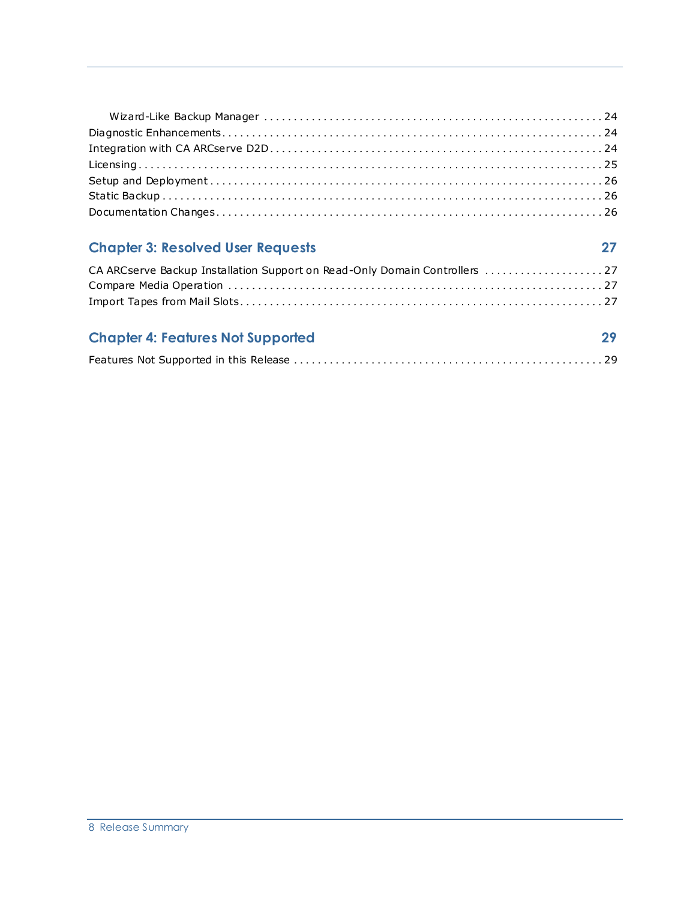Wizard-Like Backup Manager ........................................................ 24
Diagnostic Enhancements ........................................................ 24
Integration with CA ARCserve D2D ........................................................ 24
Licensing ........................................................ 25
Setup and Deployment ........................................................ 26
Static Backup ........................................................ 26
Documentation Changes ........................................................ 26

## Chapter 3: Resolved User Requests 27

CA ARCserve Backup Installation Support on Read-Only Domain Controllers ........................ 27
Compare Media Operation ........................................................ 27
Import Tapes from Mail Slots ........................................................ 27

## Chapter 4: Features Not Supported 29

Features Not Supported in this Release ........................................................ 29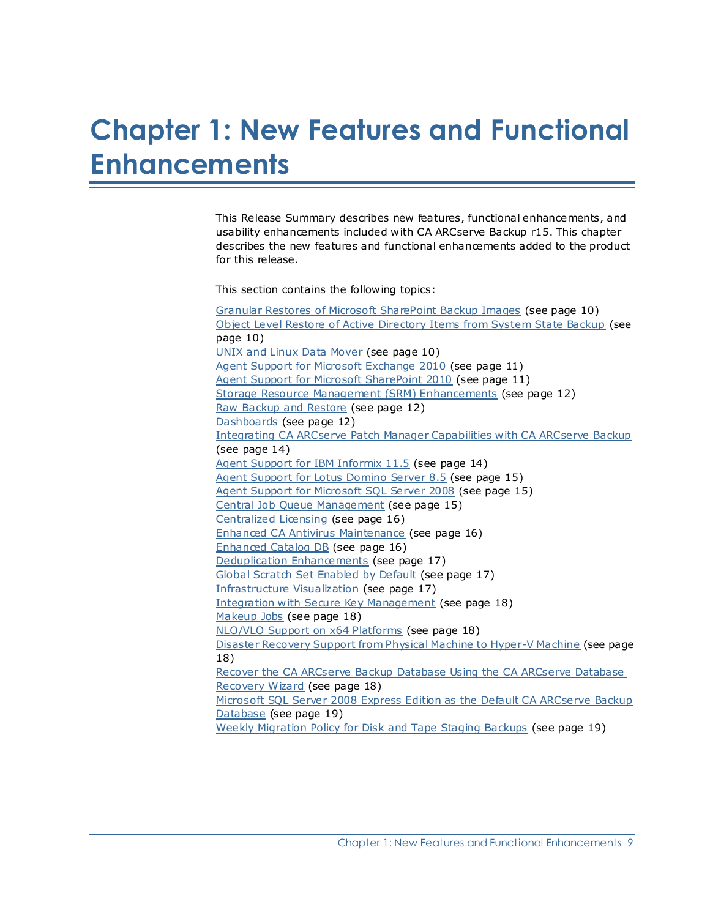# Chapter 1: New Features and Functional Enhancements

This Release Summary describes new features, functional enhancements, and usability enhancements included with CA ARCserve Backup r15. This chapter describes the new features and functional enhancements added to the product for this release.

This section contains the following topics:

Granular Restores of Microsoft SharePoint Backup Images (see page 10)
Object Level Restore of Active Directory Items from System State Backup (see page 10)
UNIX and Linux Data Mover (see page 10)
Agent Support for Microsoft Exchange 2010 (see page 11)
Agent Support for Microsoft SharePoint 2010 (see page 11)
Storage Resource Management (SRM) Enhancements (see page 12)
Raw Backup and Restore (see page 12)
Dashboards (see page 12)
Integrating CA ARCserve Patch Manager Capabilities with CA ARCserve Backup (see page 14)
Agent Support for IBM Informix 11.5 (see page 14)
Agent Support for Lotus Domino Server 8.5 (see page 15)
Agent Support for Microsoft SQL Server 2008 (see page 15)
Central Job Queue Management (see page 15)
Centralized Licensing (see page 16)
Enhanced CA Antivirus Maintenance (see page 16)
Enhanced Catalog DB (see page 16)
Deduplication Enhancements (see page 17)
Global Scratch Set Enabled by Default (see page 17)
Infrastructure Visualization (see page 17)
Integration with Secure Key Management (see page 18)
Makeup Jobs (see page 18)
NLO/VLO Support on x64 Platforms (see page 18)
Disaster Recovery Support from Physical Machine to Hyper-V Machine (see page 18)
Recover the CA ARCserve Backup Database Using the CA ARCserve Database Recovery Wizard (see page 18)
Microsoft SQL Server 2008 Express Edition as the Default CA ARCserve Backup Database (see page 19)
Weekly Migration Policy for Disk and Tape Staging Backups (see page 19)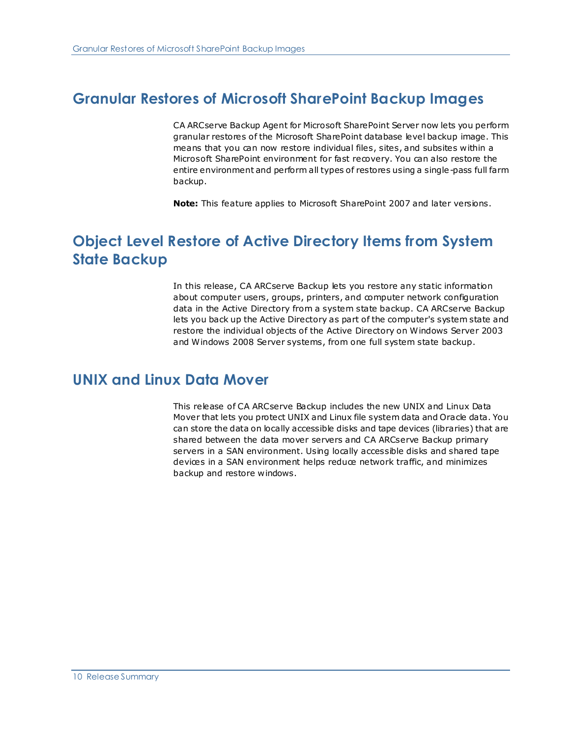## Granular Restores of Microsoft SharePoint Backup Images

CA ARCserve Backup Agent for Microsoft SharePoint Server now lets you perform granular restores of the Microsoft SharePoint database level backup image. This means that you can now restore individual files, sites, and subsites within a Microsoft SharePoint environment for fast recovery. You can also restore the entire environment and perform all types of restores using a single-pass full farm backup.

**Note:** This feature applies to Microsoft SharePoint 2007 and later versions.

## Object Level Restore of Active Directory Items from System State Backup

In this release, CA ARCserve Backup lets you restore any static information about computer users, groups, printers, and computer network configuration data in the Active Directory from a system state backup. CA ARCserve Backup lets you back up the Active Directory as part of the computer's system state and restore the individual objects of the Active Directory on Windows Server 2003 and Windows 2008 Server systems, from one full system state backup.

## UNIX and Linux Data Mover

This release of CA ARCserve Backup includes the new UNIX and Linux Data Mover that lets you protect UNIX and Linux file system data and Oracle data. You can store the data on locally accessible disks and tape devices (libraries) that are shared between the data mover servers and CA ARCserve Backup primary servers in a SAN environment. Using locally accessible disks and shared tape devices in a SAN environment helps reduce network traffic, and minimizes backup and restore windows.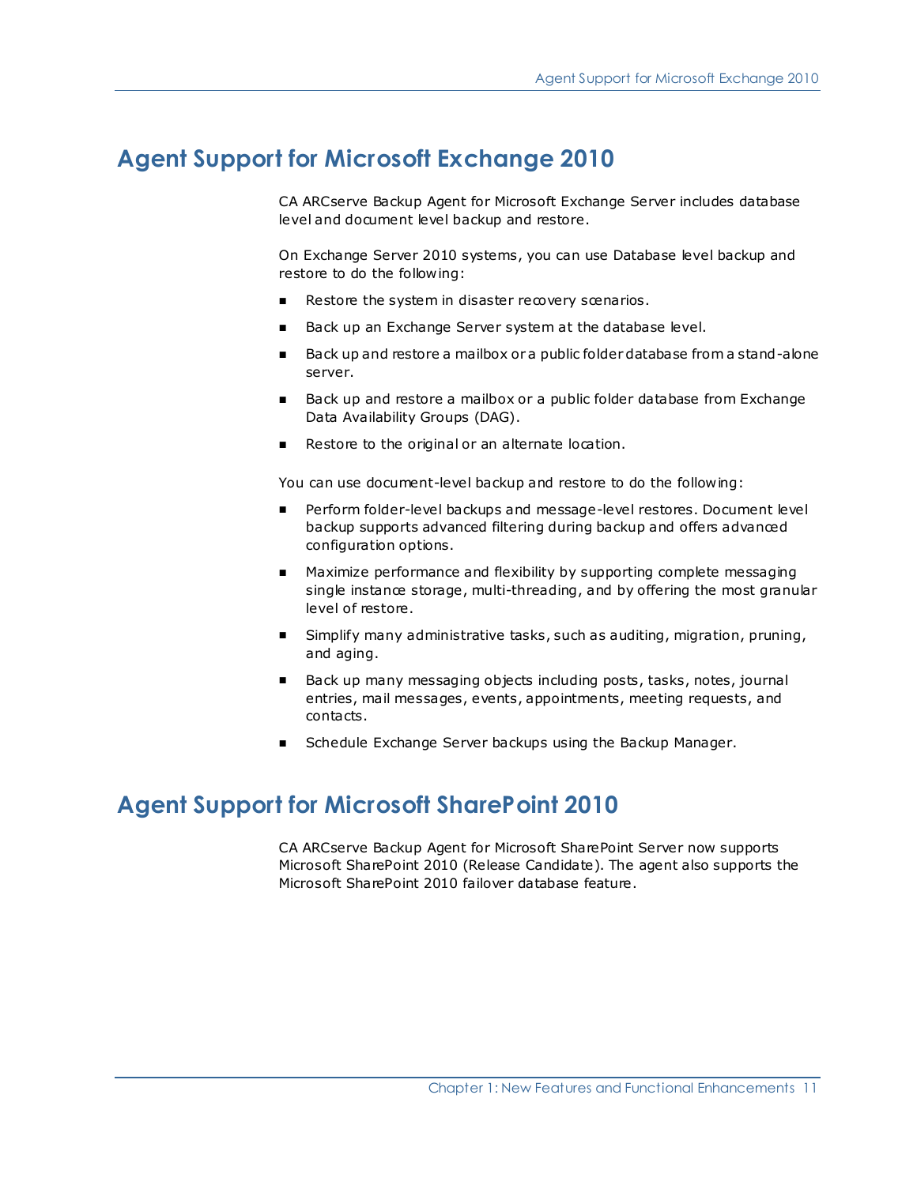## Agent Support for Microsoft Exchange 2010

CA ARCserve Backup Agent for Microsoft Exchange Server includes database level and document level backup and restore.

On Exchange Server 2010 systems, you can use Database level backup and restore to do the following:

- Restore the system in disaster recovery scenarios.
- Back up an Exchange Server system at the database level.
- Back up and restore a mailbox or a public folder database from a stand-alone server.
- Back up and restore a mailbox or a public folder database from Exchange Data Availability Groups (DAG).
- Restore to the original or an alternate location.

You can use document-level backup and restore to do the following:

- Perform folder-level backups and message-level restores. Document level backup supports advanced filtering during backup and offers advanced configuration options.
- Maximize performance and flexibility by supporting complete messaging single instance storage, multi-threading, and by offering the most granular level of restore.
- Simplify many administrative tasks, such as auditing, migration, pruning, and aging.
- Back up many messaging objects including posts, tasks, notes, journal entries, mail messages, events, appointments, meeting requests, and contacts.
- Schedule Exchange Server backups using the Backup Manager.

## Agent Support for Microsoft SharePoint 2010

CA ARCserve Backup Agent for Microsoft SharePoint Server now supports Microsoft SharePoint 2010 (Release Candidate). The agent also supports the Microsoft SharePoint 2010 failover database feature.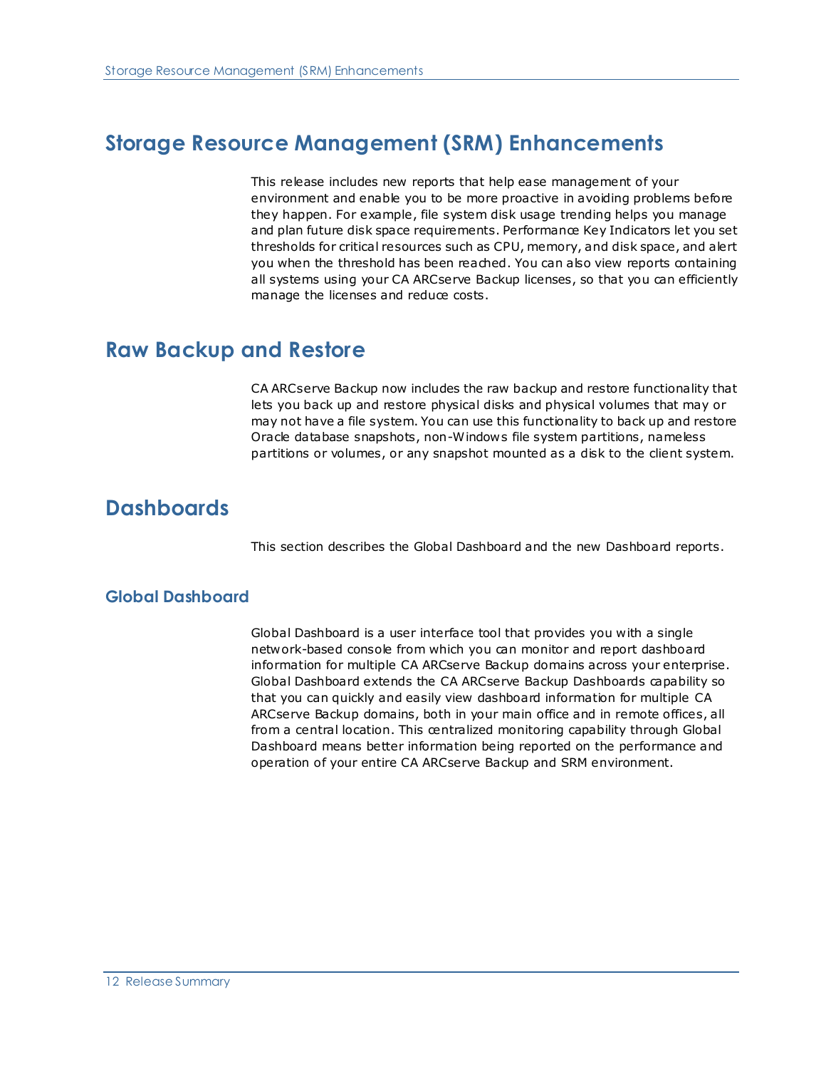## Storage Resource Management (SRM) Enhancements

This release includes new reports that help ease management of your environment and enable you to be more proactive in avoiding problems before they happen. For example, file system disk usage trending helps you manage and plan future disk space requirements. Performance Key Indicators let you set thresholds for critical resources such as CPU, memory, and disk space, and alert you when the threshold has been reached. You can also view reports containing all systems using your CA ARCserve Backup licenses, so that you can efficiently manage the licenses and reduce costs.

## Raw Backup and Restore

CA ARCserve Backup now includes the raw backup and restore functionality that lets you back up and restore physical disks and physical volumes that may or may not have a file system. You can use this functionality to back up and restore Oracle database snapshots, non-Windows file system partitions, nameless partitions or volumes, or any snapshot mounted as a disk to the client system.

## Dashboards

This section describes the Global Dashboard and the new Dashboard reports.

### Global Dashboard

Global Dashboard is a user interface tool that provides you with a single network-based console from which you can monitor and report dashboard information for multiple CA ARCserve Backup domains across your enterprise. Global Dashboard extends the CA ARCserve Backup Dashboards capability so that you can quickly and easily view dashboard information for multiple CA ARCserve Backup domains, both in your main office and in remote offices, all from a central location. This centralized monitoring capability through Global Dashboard means better information being reported on the performance and operation of your entire CA ARCserve Backup and SRM environment.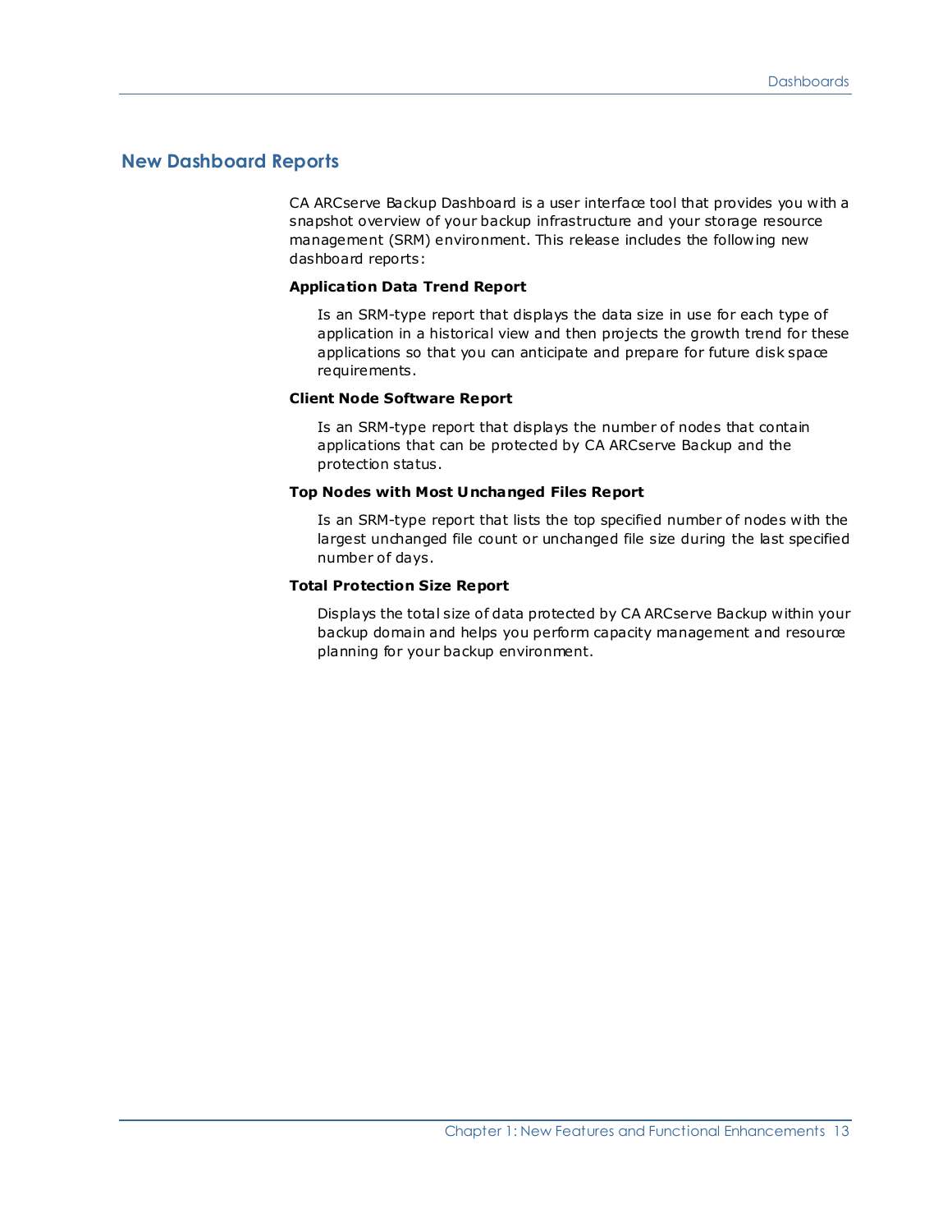## New Dashboard Reports

CA ARCserve Backup Dashboard is a user interface tool that provides you with a snapshot overview of your backup infrastructure and your storage resource management (SRM) environment. This release includes the following new dashboard reports:

**Application Data Trend Report**

Is an SRM-type report that displays the data size in use for each type of application in a historical view and then projects the growth trend for these applications so that you can anticipate and prepare for future disk space requirements.

**Client Node Software Report**

Is an SRM-type report that displays the number of nodes that contain applications that can be protected by CA ARCserve Backup and the protection status.

**Top Nodes with Most Unchanged Files Report**

Is an SRM-type report that lists the top specified number of nodes with the largest unchanged file count or unchanged file size during the last specified number of days.

**Total Protection Size Report**

Displays the total size of data protected by CA ARCserve Backup within your backup domain and helps you perform capacity management and resource planning for your backup environment.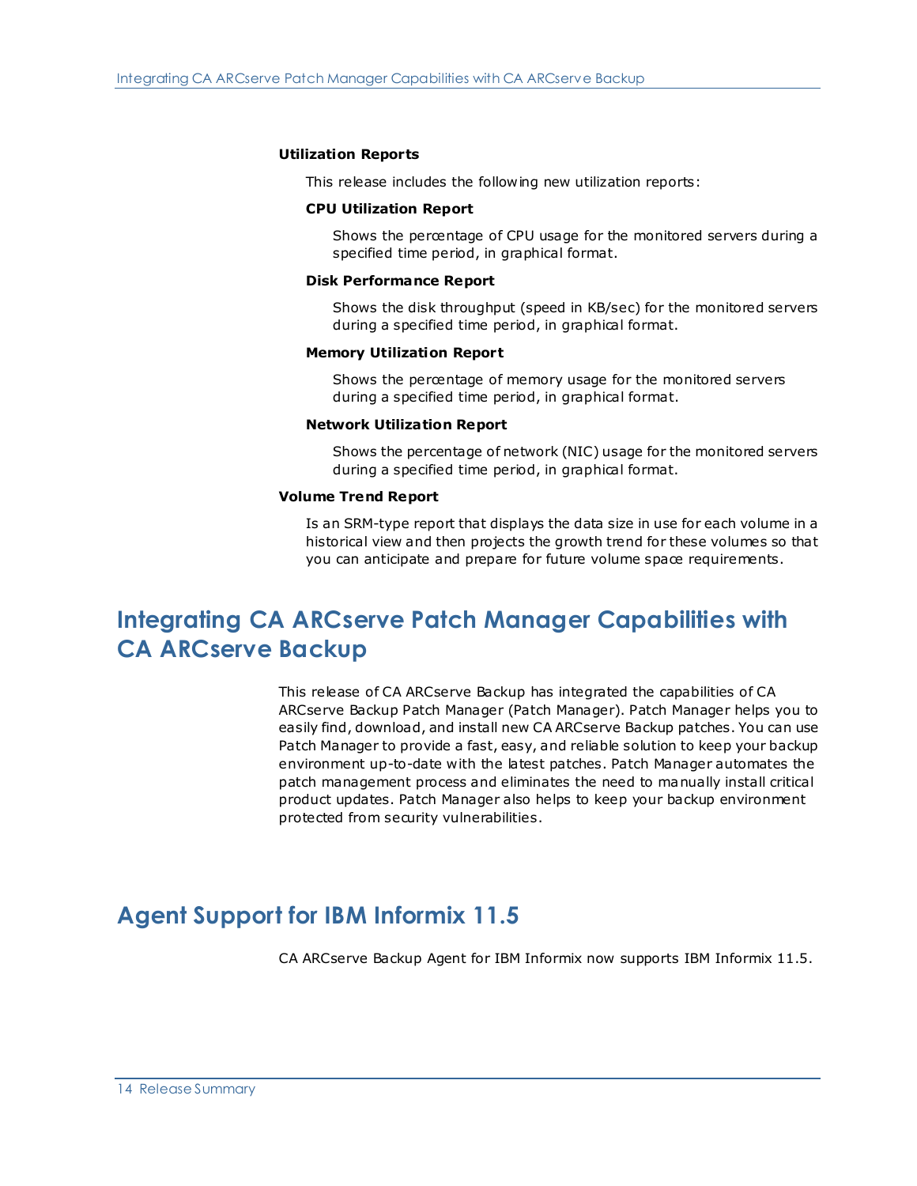**Utilization Reports**

This release includes the following new utilization reports:

**CPU Utilization Report**

Shows the percentage of CPU usage for the monitored servers during a specified time period, in graphical format.

**Disk Performance Report**

Shows the disk throughput (speed in KB/sec) for the monitored servers during a specified time period, in graphical format.

**Memory Utilization Report**

Shows the percentage of memory usage for the monitored servers during a specified time period, in graphical format.

**Network Utilization Report**

Shows the percentage of network (NIC) usage for the monitored servers during a specified time period, in graphical format.

**Volume Trend Report**

Is an SRM-type report that displays the data size in use for each volume in a historical view and then projects the growth trend for these volumes so that you can anticipate and prepare for future volume space requirements.

## Integrating CA ARCserve Patch Manager Capabilities with CA ARCserve Backup

This release of CA ARCserve Backup has integrated the capabilities of CA ARCserve Backup Patch Manager (Patch Manager). Patch Manager helps you to easily find, download, and install new CA ARCserve Backup patches. You can use Patch Manager to provide a fast, easy, and reliable solution to keep your backup environment up-to-date with the latest patches. Patch Manager automates the patch management process and eliminates the need to manually install critical product updates. Patch Manager also helps to keep your backup environment protected from security vulnerabilities.

## Agent Support for IBM Informix 11.5

CA ARCserve Backup Agent for IBM Informix now supports IBM Informix 11.5.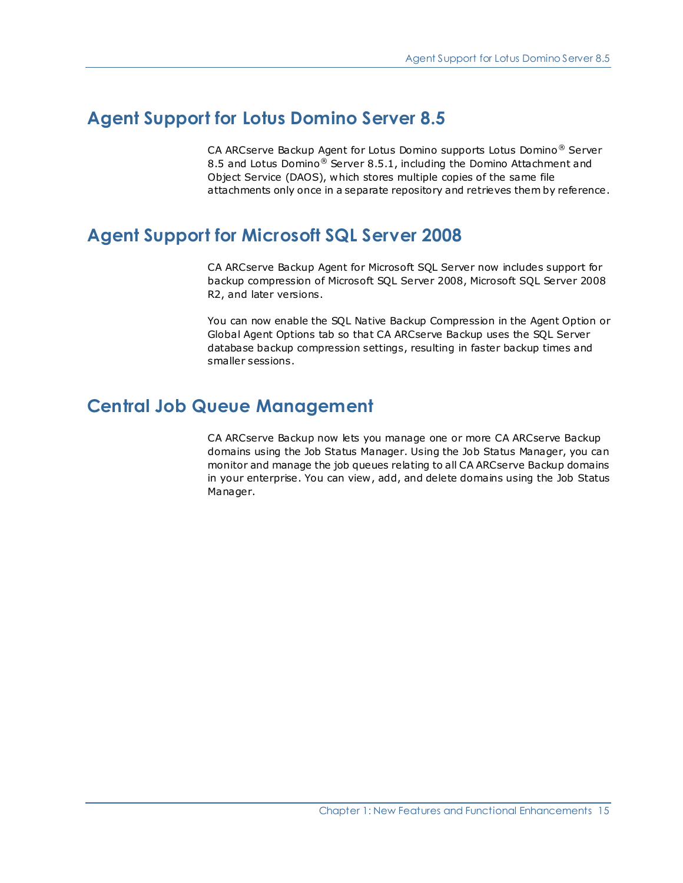## Agent Support for Lotus Domino Server 8.5

CA ARCserve Backup Agent for Lotus Domino supports Lotus Domino® Server 8.5 and Lotus Domino® Server 8.5.1, including the Domino Attachment and Object Service (DAOS), which stores multiple copies of the same file attachments only once in a separate repository and retrieves them by reference.

## Agent Support for Microsoft SQL Server 2008

CA ARCserve Backup Agent for Microsoft SQL Server now includes support for backup compression of Microsoft SQL Server 2008, Microsoft SQL Server 2008 R2, and later versions.

You can now enable the SQL Native Backup Compression in the Agent Option or Global Agent Options tab so that CA ARCserve Backup uses the SQL Server database backup compression settings, resulting in faster backup times and smaller sessions.

## Central Job Queue Management

CA ARCserve Backup now lets you manage one or more CA ARCserve Backup domains using the Job Status Manager. Using the Job Status Manager, you can monitor and manage the job queues relating to all CA ARCserve Backup domains in your enterprise. You can view, add, and delete domains using the Job Status Manager.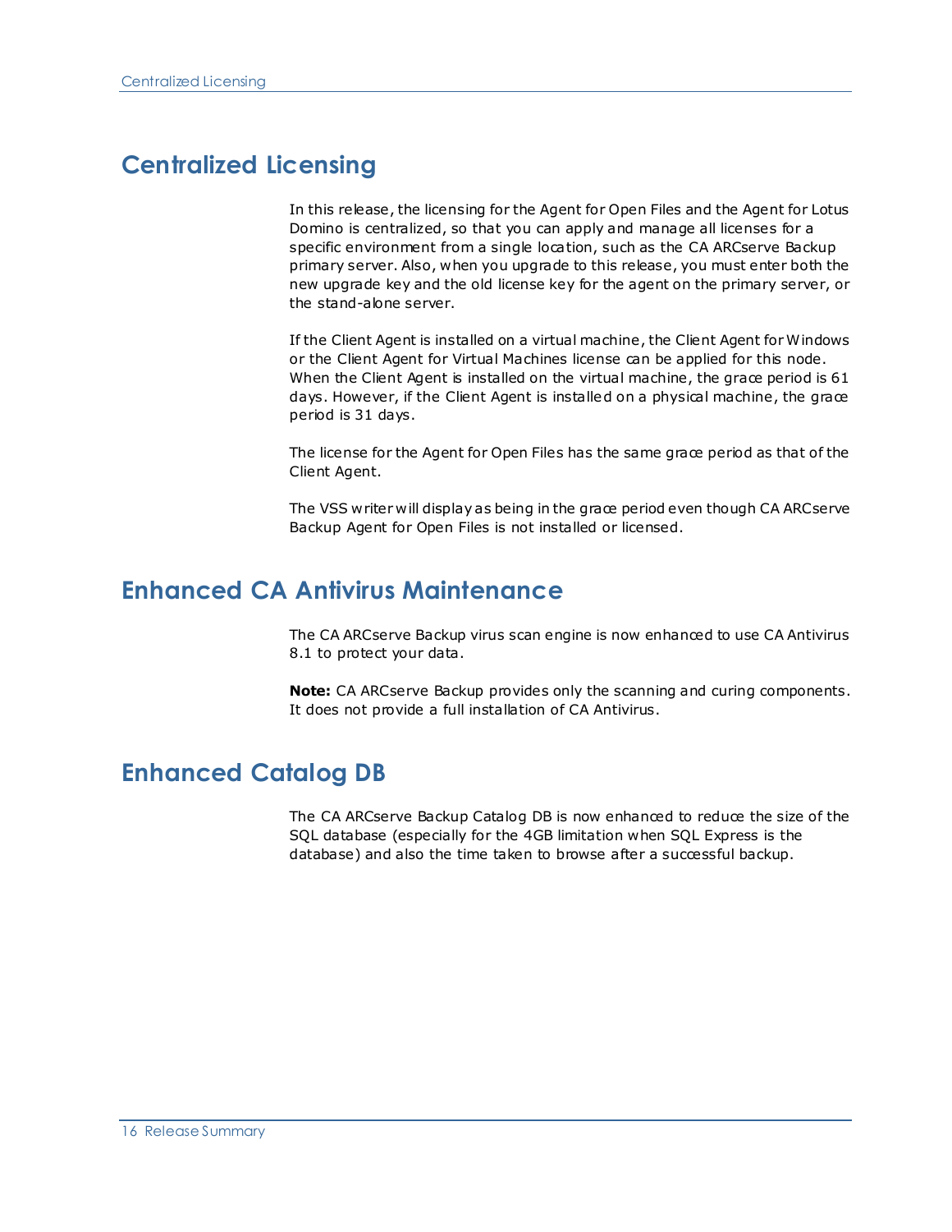## Centralized Licensing

In this release, the licensing for the Agent for Open Files and the Agent for Lotus Domino is centralized, so that you can apply and manage all licenses for a specific environment from a single location, such as the CA ARCserve Backup primary server. Also, when you upgrade to this release, you must enter both the new upgrade key and the old license key for the agent on the primary server, or the stand-alone server.

If the Client Agent is installed on a virtual machine, the Client Agent for Windows or the Client Agent for Virtual Machines license can be applied for this node. When the Client Agent is installed on the virtual machine, the grace period is 61 days. However, if the Client Agent is installed on a physical machine, the grace period is 31 days.

The license for the Agent for Open Files has the same grace period as that of the Client Agent.

The VSS writer will display as being in the grace period even though CA ARCserve Backup Agent for Open Files is not installed or licensed.

## Enhanced CA Antivirus Maintenance

The CA ARCserve Backup virus scan engine is now enhanced to use CA Antivirus 8.1 to protect your data.

**Note:** CA ARCserve Backup provides only the scanning and curing components. It does not provide a full installation of CA Antivirus.

## Enhanced Catalog DB

The CA ARCserve Backup Catalog DB is now enhanced to reduce the size of the SQL database (especially for the 4GB limitation when SQL Express is the database) and also the time taken to browse after a successful backup.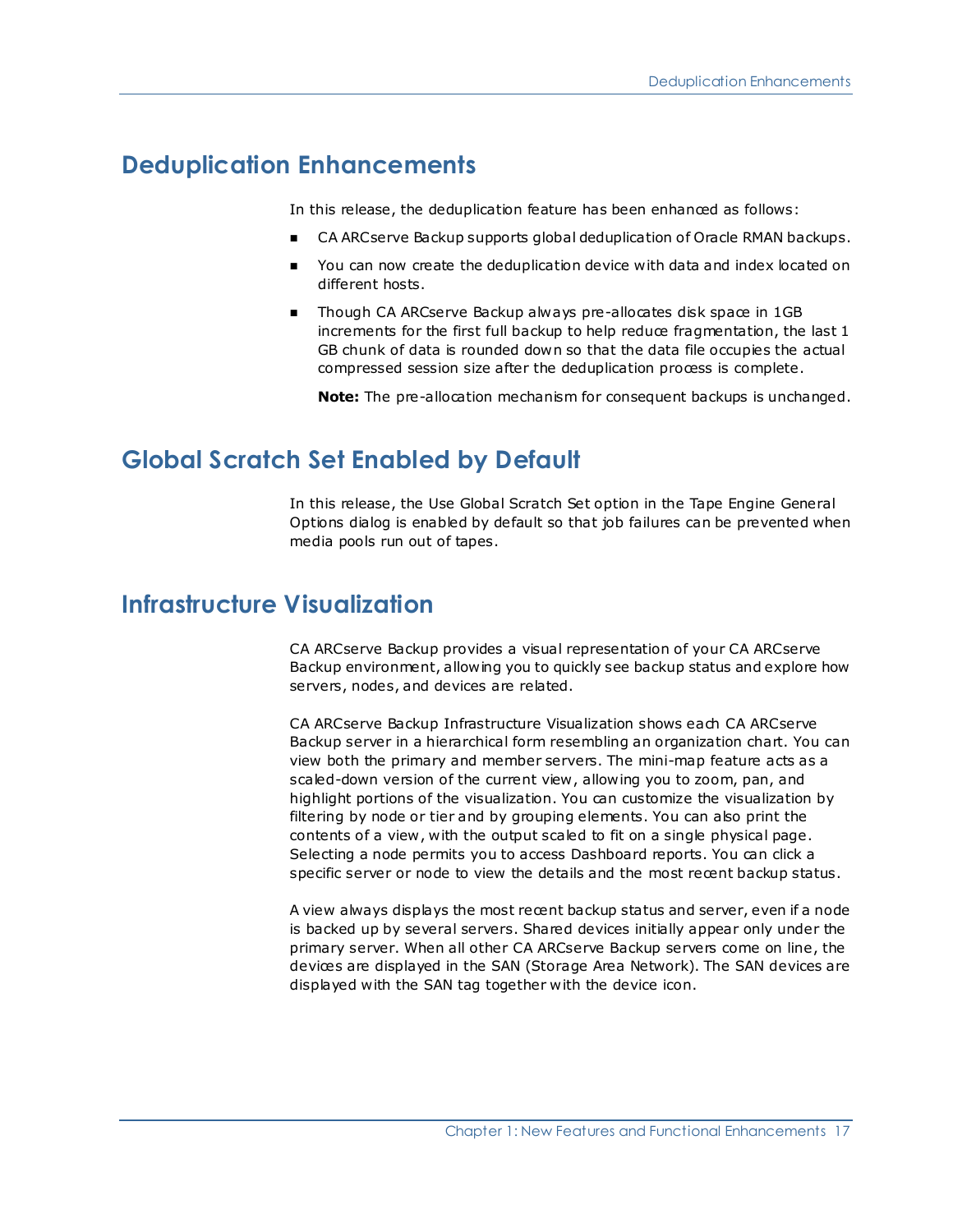# Deduplication Enhancements

In this release, the deduplication feature has been enhanced as follows:

- CA ARCserve Backup supports global deduplication of Oracle RMAN backups.
- You can now create the deduplication device with data and index located on different hosts.
- Though CA ARCserve Backup always pre-allocates disk space in 1GB increments for the first full backup to help reduce fragmentation, the last 1 GB chunk of data is rounded down so that the data file occupies the actual compressed session size after the deduplication process is complete.

  **Note:** The pre-allocation mechanism for consequent backups is unchanged.

# Global Scratch Set Enabled by Default

In this release, the Use Global Scratch Set option in the Tape Engine General Options dialog is enabled by default so that job failures can be prevented when media pools run out of tapes.

# Infrastructure Visualization

CA ARCserve Backup provides a visual representation of your CA ARCserve Backup environment, allowing you to quickly see backup status and explore how servers, nodes, and devices are related.

CA ARCserve Backup Infrastructure Visualization shows each CA ARCserve Backup server in a hierarchical form resembling an organization chart. You can view both the primary and member servers. The mini-map feature acts as a scaled-down version of the current view, allowing you to zoom, pan, and highlight portions of the visualization. You can customize the visualization by filtering by node or tier and by grouping elements. You can also print the contents of a view, with the output scaled to fit on a single physical page. Selecting a node permits you to access Dashboard reports. You can click a specific server or node to view the details and the most recent backup status.

A view always displays the most recent backup status and server, even if a node is backed up by several servers. Shared devices initially appear only under the primary server. When all other CA ARCserve Backup servers come on line, the devices are displayed in the SAN (Storage Area Network). The SAN devices are displayed with the SAN tag together with the device icon.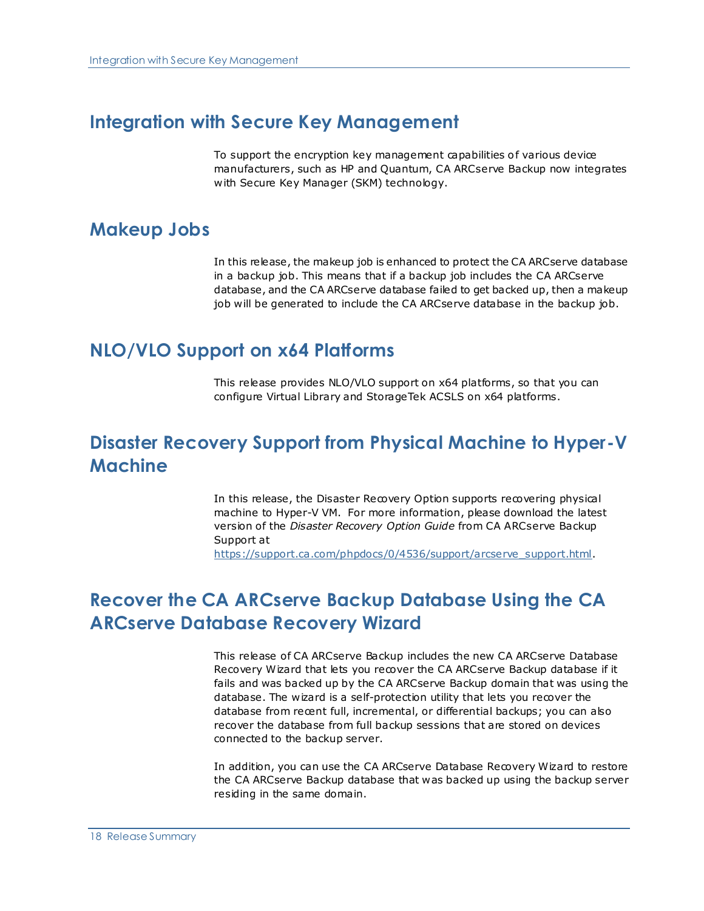## Integration with Secure Key Management

To support the encryption key management capabilities of various device manufacturers, such as HP and Quantum, CA ARCserve Backup now integrates with Secure Key Manager (SKM) technology.

## Makeup Jobs

In this release, the makeup job is enhanced to protect the CA ARCserve database in a backup job. This means that if a backup job includes the CA ARCserve database, and the CA ARCserve database failed to get backed up, then a makeup job will be generated to include the CA ARCserve database in the backup job.

## NLO/VLO Support on x64 Platforms

This release provides NLO/VLO support on x64 platforms, so that you can configure Virtual Library and StorageTek ACSLS on x64 platforms.

## Disaster Recovery Support from Physical Machine to Hyper-V Machine

In this release, the Disaster Recovery Option supports recovering physical machine to Hyper-V VM. For more information, please download the latest version of the *Disaster Recovery Option Guide* from CA ARCserve Backup Support at [https://support.ca.com/phpdocs/0/4536/support/arcserve_support.html](https://support.ca.com/phpdocs/0/4536/support/arcserve_support.html).

## Recover the CA ARCserve Backup Database Using the CA ARCserve Database Recovery Wizard

This release of CA ARCserve Backup includes the new CA ARCserve Database Recovery Wizard that lets you recover the CA ARCserve Backup database if it fails and was backed up by the CA ARCserve Backup domain that was using the database. The wizard is a self-protection utility that lets you recover the database from recent full, incremental, or differential backups; you can also recover the database from full backup sessions that are stored on devices connected to the backup server.

In addition, you can use the CA ARCserve Database Recovery Wizard to restore the CA ARCserve Backup database that was backed up using the backup server residing in the same domain.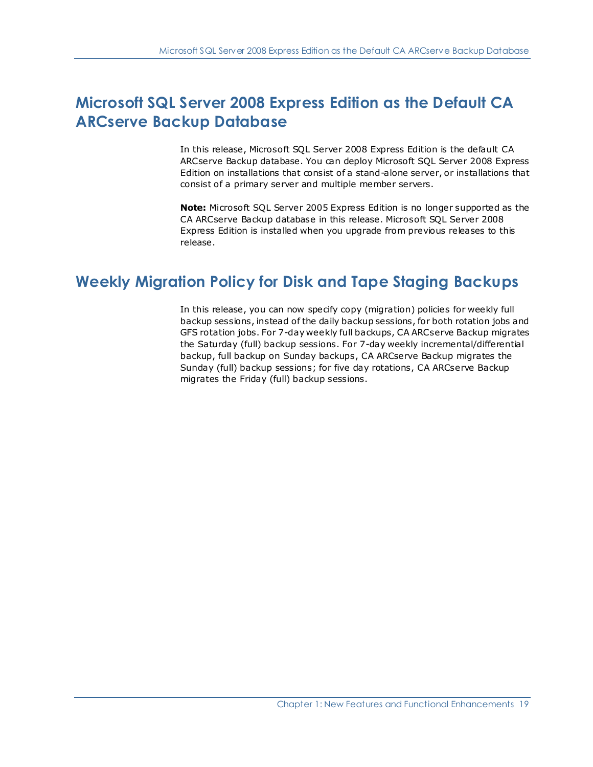## Microsoft SQL Server 2008 Express Edition as the Default CA ARCserve Backup Database

In this release, Microsoft SQL Server 2008 Express Edition is the default CA ARCserve Backup database. You can deploy Microsoft SQL Server 2008 Express Edition on installations that consist of a stand-alone server, or installations that consist of a primary server and multiple member servers.

**Note:** Microsoft SQL Server 2005 Express Edition is no longer supported as the CA ARCserve Backup database in this release. Microsoft SQL Server 2008 Express Edition is installed when you upgrade from previous releases to this release.

## Weekly Migration Policy for Disk and Tape Staging Backups

In this release, you can now specify copy (migration) policies for weekly full backup sessions, instead of the daily backup sessions, for both rotation jobs and GFS rotation jobs. For 7-day weekly full backups, CA ARCserve Backup migrates the Saturday (full) backup sessions. For 7-day weekly incremental/differential backup, full backup on Sunday backups, CA ARCserve Backup migrates the Sunday (full) backup sessions; for five day rotations, CA ARCserve Backup migrates the Friday (full) backup sessions.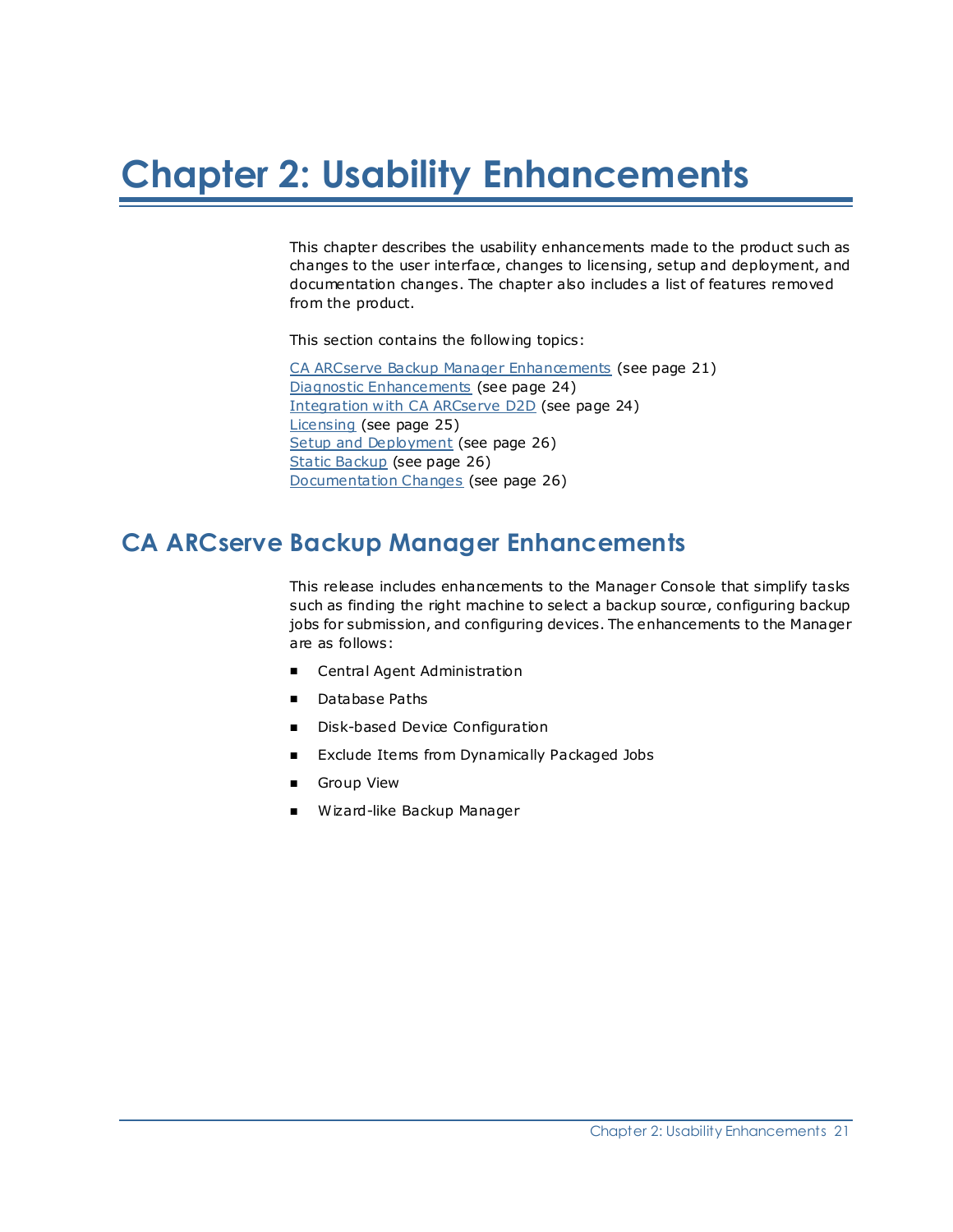# Chapter 2: Usability Enhancements

This chapter describes the usability enhancements made to the product such as changes to the user interface, changes to licensing, setup and deployment, and documentation changes. The chapter also includes a list of features removed from the product.

This section contains the following topics:

CA ARCserve Backup Manager Enhancements (see page 21)
Diagnostic Enhancements (see page 24)
Integration with CA ARCserve D2D (see page 24)
Licensing (see page 25)
Setup and Deployment (see page 26)
Static Backup (see page 26)
Documentation Changes (see page 26)

## CA ARCserve Backup Manager Enhancements

This release includes enhancements to the Manager Console that simplify tasks such as finding the right machine to select a backup source, configuring backup jobs for submission, and configuring devices. The enhancements to the Manager are as follows:

- Central Agent Administration
- Database Paths
- Disk-based Device Configuration
- Exclude Items from Dynamically Packaged Jobs
- Group View
- Wizard-like Backup Manager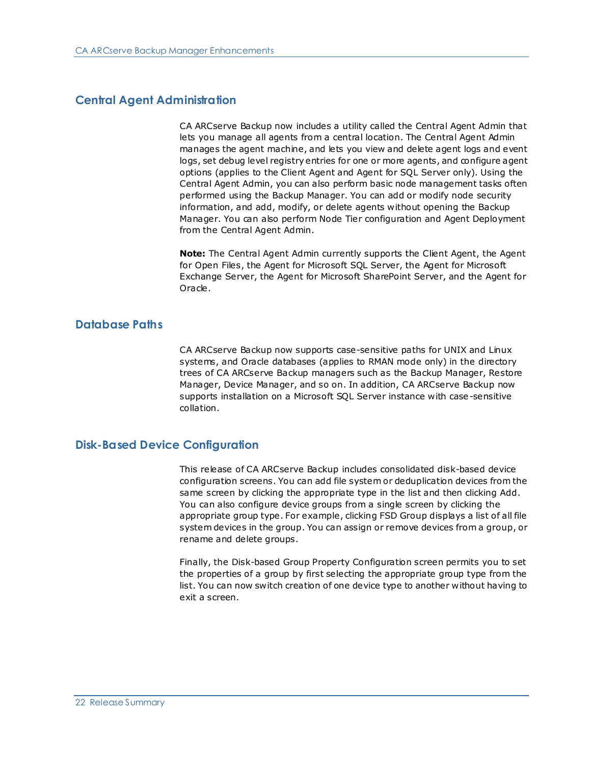## Central Agent Administration

CA ARCserve Backup now includes a utility called the Central Agent Admin that lets you manage all agents from a central location. The Central Agent Admin manages the agent machine, and lets you view and delete agent logs and event logs, set debug level registry entries for one or more agents, and configure agent options (applies to the Client Agent and Agent for SQL Server only). Using the Central Agent Admin, you can also perform basic node management tasks often performed using the Backup Manager. You can add or modify node security information, and add, modify, or delete agents without opening the Backup Manager. You can also perform Node Tier configuration and Agent Deployment from the Central Agent Admin.

**Note:** The Central Agent Admin currently supports the Client Agent, the Agent for Open Files, the Agent for Microsoft SQL Server, the Agent for Microsoft Exchange Server, the Agent for Microsoft SharePoint Server, and the Agent for Oracle.

## Database Paths

CA ARCserve Backup now supports case-sensitive paths for UNIX and Linux systems, and Oracle databases (applies to RMAN mode only) in the directory trees of CA ARCserve Backup managers such as the Backup Manager, Restore Manager, Device Manager, and so on. In addition, CA ARCserve Backup now supports installation on a Microsoft SQL Server instance with case-sensitive collation.

## Disk-Based Device Configuration

This release of CA ARCserve Backup includes consolidated disk-based device configuration screens. You can add file system or deduplication devices from the same screen by clicking the appropriate type in the list and then clicking Add. You can also configure device groups from a single screen by clicking the appropriate group type. For example, clicking FSD Group displays a list of all file system devices in the group. You can assign or remove devices from a group, or rename and delete groups.

Finally, the Disk-based Group Property Configuration screen permits you to set the properties of a group by first selecting the appropriate group type from the list. You can now switch creation of one device type to another without having to exit a screen.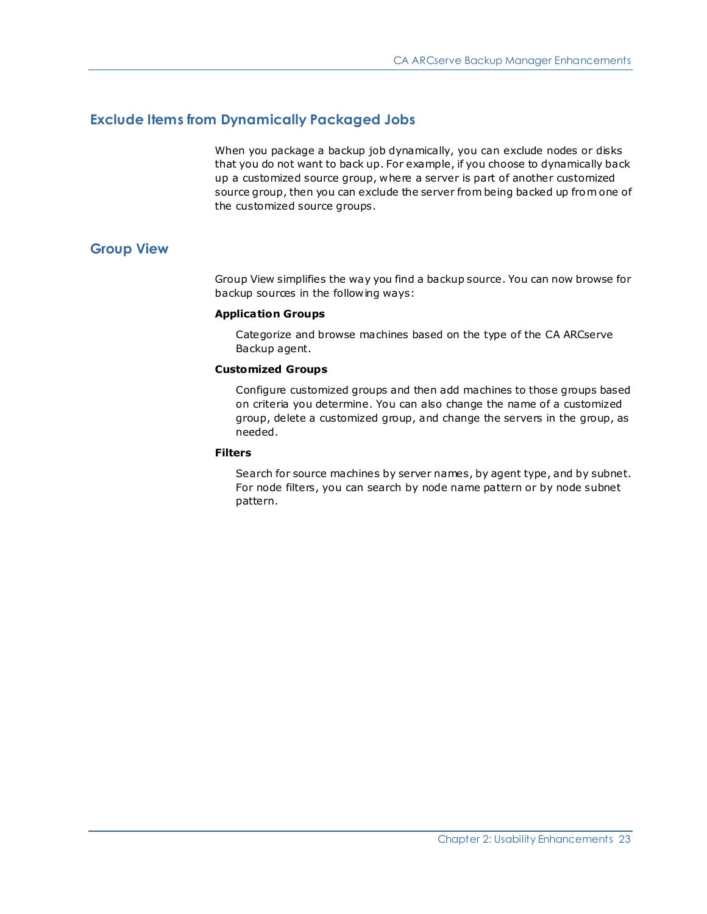## Exclude Items from Dynamically Packaged Jobs

When you package a backup job dynamically, you can exclude nodes or disks that you do not want to back up. For example, if you choose to dynamically back up a customized source group, where a server is part of another customized source group, then you can exclude the server from being backed up from one of the customized source groups.

## Group View

Group View simplifies the way you find a backup source. You can now browse for backup sources in the following ways:

**Application Groups**

Categorize and browse machines based on the type of the CA ARCserve Backup agent.

**Customized Groups**

Configure customized groups and then add machines to those groups based on criteria you determine. You can also change the name of a customized group, delete a customized group, and change the servers in the group, as needed.

**Filters**

Search for source machines by server names, by agent type, and by subnet. For node filters, you can search by node name pattern or by node subnet pattern.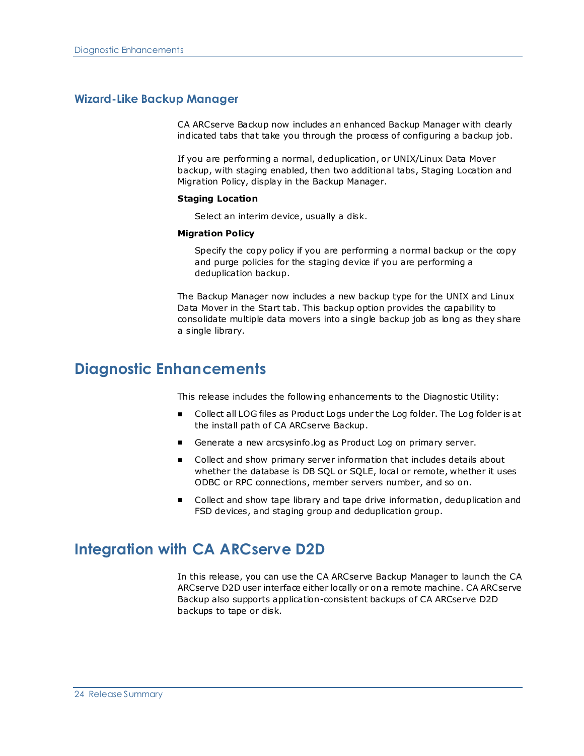### Wizard-Like Backup Manager

CA ARCserve Backup now includes an enhanced Backup Manager with clearly indicated tabs that take you through the process of configuring a backup job.

If you are performing a normal, deduplication, or UNIX/Linux Data Mover backup, with staging enabled, then two additional tabs, Staging Location and Migration Policy, display in the Backup Manager.

**Staging Location**

Select an interim device, usually a disk.

**Migration Policy**

Specify the copy policy if you are performing a normal backup or the copy and purge policies for the staging device if you are performing a deduplication backup.

The Backup Manager now includes a new backup type for the UNIX and Linux Data Mover in the Start tab. This backup option provides the capability to consolidate multiple data movers into a single backup job as long as they share a single library.

## Diagnostic Enhancements

This release includes the following enhancements to the Diagnostic Utility:

- Collect all LOG files as Product Logs under the Log folder. The Log folder is at the install path of CA ARCserve Backup.
- Generate a new arcsysinfo.log as Product Log on primary server.
- Collect and show primary server information that includes details about whether the database is DB SQL or SQLE, local or remote, whether it uses ODBC or RPC connections, member servers number, and so on.
- Collect and show tape library and tape drive information, deduplication and FSD devices, and staging group and deduplication group.

## Integration with CA ARCserve D2D

In this release, you can use the CA ARCserve Backup Manager to launch the CA ARCserve D2D user interface either locally or on a remote machine. CA ARCserve Backup also supports application-consistent backups of CA ARCserve D2D backups to tape or disk.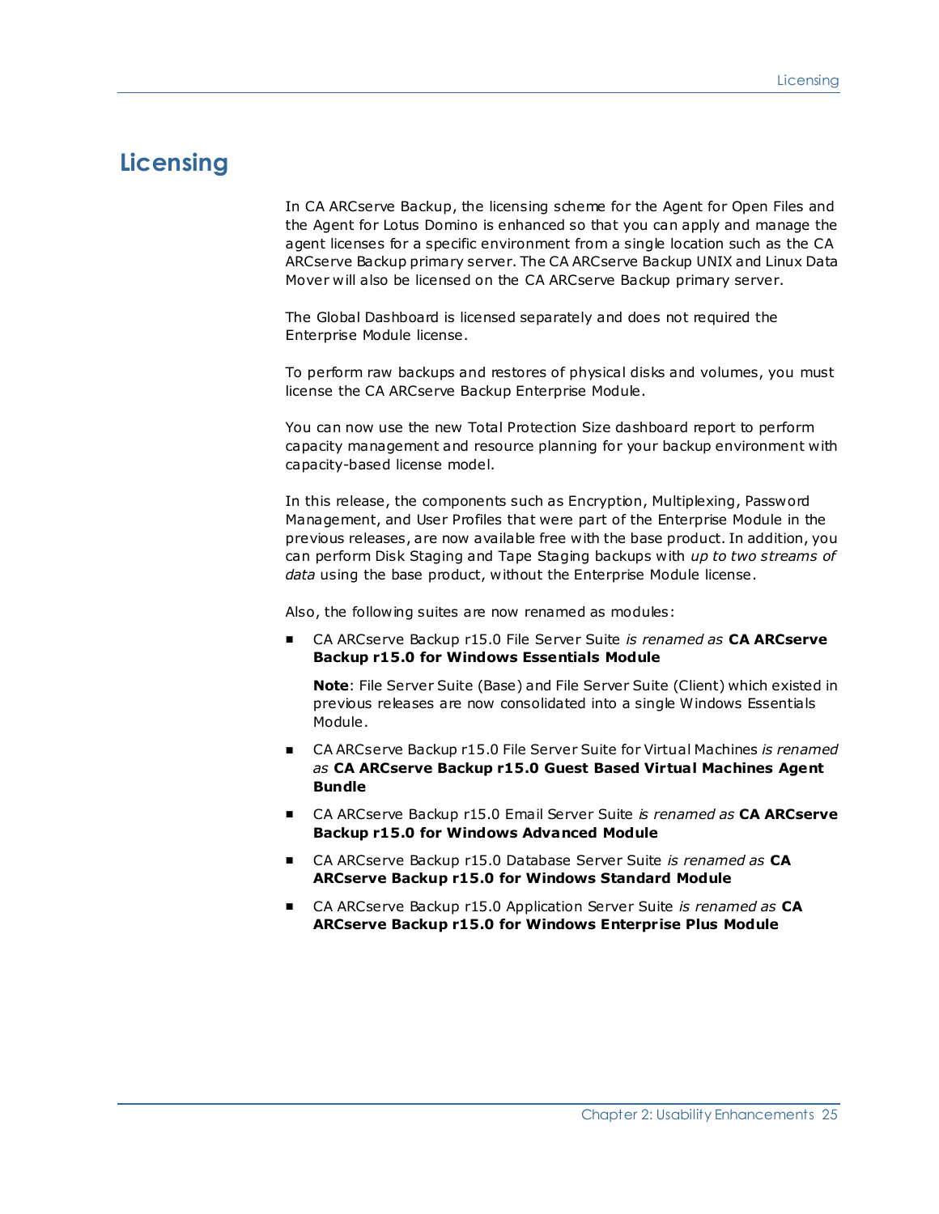# Licensing

In CA ARCserve Backup, the licensing scheme for the Agent for Open Files and the Agent for Lotus Domino is enhanced so that you can apply and manage the agent licenses for a specific environment from a single location such as the CA ARCserve Backup primary server. The CA ARCserve Backup UNIX and Linux Data Mover will also be licensed on the CA ARCserve Backup primary server.

The Global Dashboard is licensed separately and does not required the Enterprise Module license.

To perform raw backups and restores of physical disks and volumes, you must license the CA ARCserve Backup Enterprise Module.

You can now use the new Total Protection Size dashboard report to perform capacity management and resource planning for your backup environment with capacity-based license model.

In this release, the components such as Encryption, Multiplexing, Password Management, and User Profiles that were part of the Enterprise Module in the previous releases, are now available free with the base product. In addition, you can perform Disk Staging and Tape Staging backups with *up to two streams of data* using the base product, without the Enterprise Module license.

Also, the following suites are now renamed as modules:

- CA ARCserve Backup r15.0 File Server Suite *is renamed as* **CA ARCserve Backup r15.0 for Windows Essentials Module**

  **Note**: File Server Suite (Base) and File Server Suite (Client) which existed in previous releases are now consolidated into a single Windows Essentials Module.

- CA ARCserve Backup r15.0 File Server Suite for Virtual Machines *is renamed as* **CA ARCserve Backup r15.0 Guest Based Virtual Machines Agent Bundle**
- CA ARCserve Backup r15.0 Email Server Suite *is renamed as* **CA ARCserve Backup r15.0 for Windows Advanced Module**
- CA ARCserve Backup r15.0 Database Server Suite *is renamed as* **CA ARCserve Backup r15.0 for Windows Standard Module**
- CA ARCserve Backup r15.0 Application Server Suite *is renamed as* **CA ARCserve Backup r15.0 for Windows Enterprise Plus Module**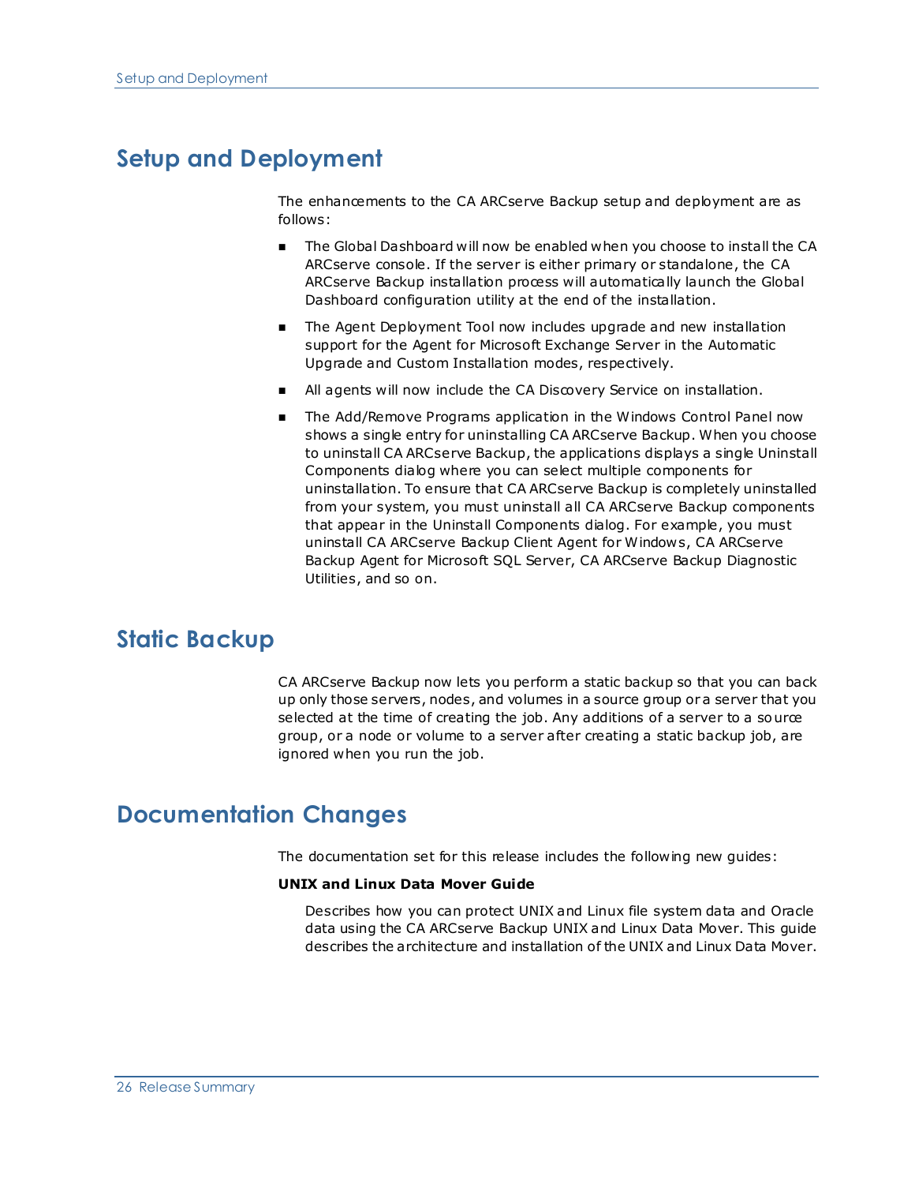## Setup and Deployment

The enhancements to the CA ARCserve Backup setup and deployment are as follows:

- The Global Dashboard will now be enabled when you choose to install the CA ARCserve console. If the server is either primary or standalone, the CA ARCserve Backup installation process will automatically launch the Global Dashboard configuration utility at the end of the installation.
- The Agent Deployment Tool now includes upgrade and new installation support for the Agent for Microsoft Exchange Server in the Automatic Upgrade and Custom Installation modes, respectively.
- All agents will now include the CA Discovery Service on installation.
- The Add/Remove Programs application in the Windows Control Panel now shows a single entry for uninstalling CA ARCserve Backup. When you choose to uninstall CA ARCserve Backup, the applications displays a single Uninstall Components dialog where you can select multiple components for uninstallation. To ensure that CA ARCserve Backup is completely uninstalled from your system, you must uninstall all CA ARCserve Backup components that appear in the Uninstall Components dialog. For example, you must uninstall CA ARCserve Backup Client Agent for Windows, CA ARCserve Backup Agent for Microsoft SQL Server, CA ARCserve Backup Diagnostic Utilities, and so on.

## Static Backup

CA ARCserve Backup now lets you perform a static backup so that you can back up only those servers, nodes, and volumes in a source group or a server that you selected at the time of creating the job. Any additions of a server to a source group, or a node or volume to a server after creating a static backup job, are ignored when you run the job.

## Documentation Changes

The documentation set for this release includes the following new guides:

**UNIX and Linux Data Mover Guide**

Describes how you can protect UNIX and Linux file system data and Oracle data using the CA ARCserve Backup UNIX and Linux Data Mover. This guide describes the architecture and installation of the UNIX and Linux Data Mover.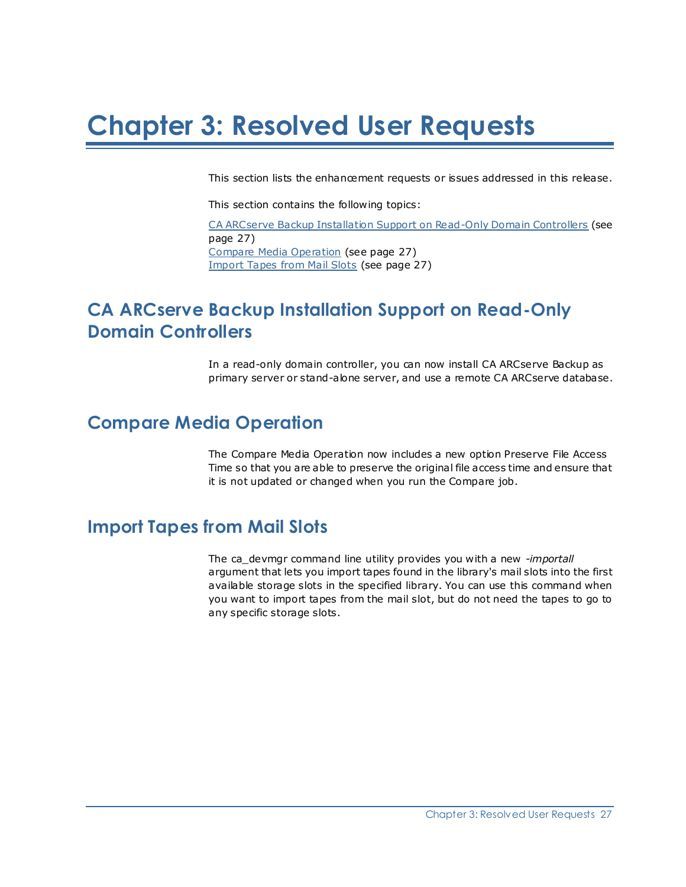# Chapter 3: Resolved User Requests

This section lists the enhancement requests or issues addressed in this release.

This section contains the following topics:

CA ARCserve Backup Installation Support on Read-Only Domain Controllers (see page 27)
Compare Media Operation (see page 27)
Import Tapes from Mail Slots (see page 27)

## CA ARCserve Backup Installation Support on Read-Only Domain Controllers

In a read-only domain controller, you can now install CA ARCserve Backup as primary server or stand-alone server, and use a remote CA ARCserve database.

## Compare Media Operation

The Compare Media Operation now includes a new option Preserve File Access Time so that you are able to preserve the original file access time and ensure that it is not updated or changed when you run the Compare job.

## Import Tapes from Mail Slots

The ca_devmgr command line utility provides you with a new *-importall* argument that lets you import tapes found in the library's mail slots into the first available storage slots in the specified library. You can use this command when you want to import tapes from the mail slot, but do not need the tapes to go to any specific storage slots.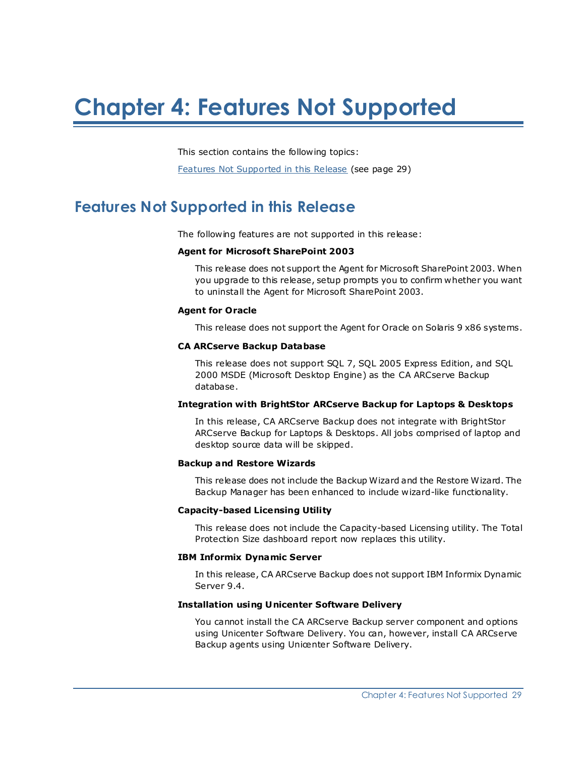# Chapter 4: Features Not Supported

This section contains the following topics:

Features Not Supported in this Release (see page 29)

## Features Not Supported in this Release

The following features are not supported in this release:

**Agent for Microsoft SharePoint 2003**

This release does not support the Agent for Microsoft SharePoint 2003. When you upgrade to this release, setup prompts you to confirm whether you want to uninstall the Agent for Microsoft SharePoint 2003.

**Agent for Oracle**

This release does not support the Agent for Oracle on Solaris 9 x86 systems.

**CA ARCserve Backup Database**

This release does not support SQL 7, SQL 2005 Express Edition, and SQL 2000 MSDE (Microsoft Desktop Engine) as the CA ARCserve Backup database.

**Integration with BrightStor ARCserve Backup for Laptops & Desktops**

In this release, CA ARCserve Backup does not integrate with BrightStor ARCserve Backup for Laptops & Desktops. All jobs comprised of laptop and desktop source data will be skipped.

**Backup and Restore Wizards**

This release does not include the Backup Wizard and the Restore Wizard. The Backup Manager has been enhanced to include wizard-like functionality.

**Capacity-based Licensing Utility**

This release does not include the Capacity-based Licensing utility. The Total Protection Size dashboard report now replaces this utility.

**IBM Informix Dynamic Server**

In this release, CA ARCserve Backup does not support IBM Informix Dynamic Server 9.4.

**Installation using Unicenter Software Delivery**

You cannot install the CA ARCserve Backup server component and options using Unicenter Software Delivery. You can, however, install CA ARCserve Backup agents using Unicenter Software Delivery.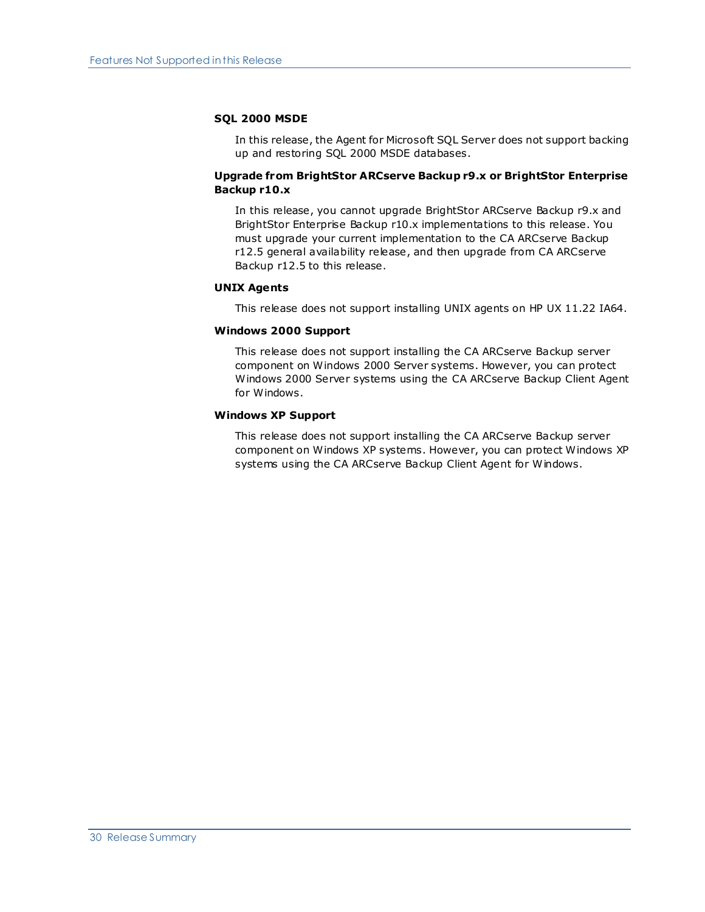#### SQL 2000 MSDE

In this release, the Agent for Microsoft SQL Server does not support backing up and restoring SQL 2000 MSDE databases.

#### Upgrade from BrightStor ARCserve Backup r9.x or BrightStor Enterprise Backup r10.x

In this release, you cannot upgrade BrightStor ARCserve Backup r9.x and BrightStor Enterprise Backup r10.x implementations to this release. You must upgrade your current implementation to the CA ARCserve Backup r12.5 general availability release, and then upgrade from CA ARCserve Backup r12.5 to this release.

#### UNIX Agents

This release does not support installing UNIX agents on HP UX 11.22 IA64.

#### Windows 2000 Support

This release does not support installing the CA ARCserve Backup server component on Windows 2000 Server systems. However, you can protect Windows 2000 Server systems using the CA ARCserve Backup Client Agent for Windows.

#### Windows XP Support

This release does not support installing the CA ARCserve Backup server component on Windows XP systems. However, you can protect Windows XP systems using the CA ARCserve Backup Client Agent for Windows.